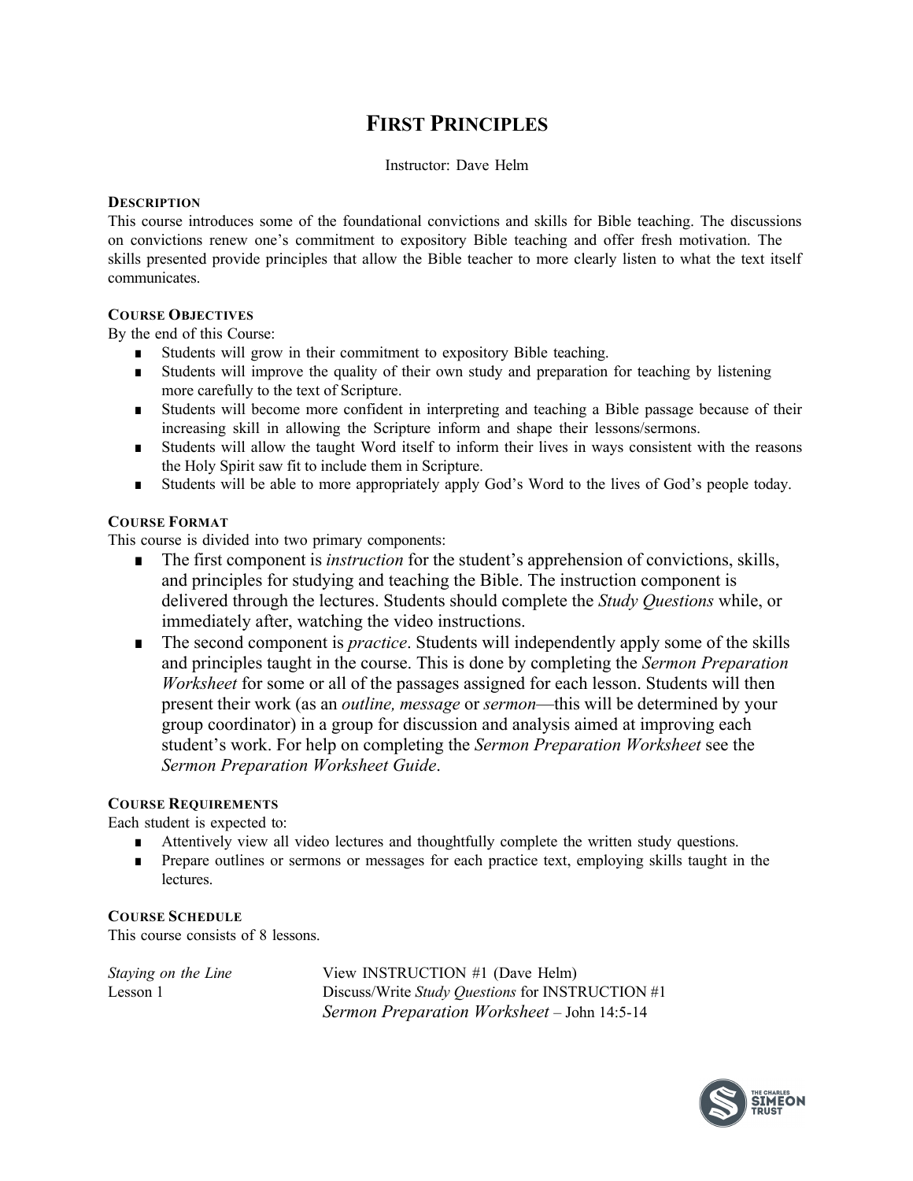# FIRST PRINCIPLES

Instructor: Dave Helm

## DESCRIPTION

This course introduces some of the foundational convictions and skills for Bible teaching. The discussions on convictions renew one's commitment to expository Bible teaching and offer fresh motivation. The skills presented provide principles that allow the Bible teacher to more clearly listen to what the text itself communicates.

## COURSE OBJECTIVES

By the end of this Course:

- Students will grow in their commitment to expository Bible teaching.
- Students will improve the quality of their own study and preparation for teaching by listening more carefully to the text of Scripture.
- Students will become more confident in interpreting and teaching a Bible passage because of their increasing skill in allowing the Scripture inform and shape their lessons/sermons.
- Students will allow the taught Word itself to inform their lives in ways consistent with the reasons the Holy Spirit saw fit to include them in Scripture.
- Students will be able to more appropriately apply God's Word to the lives of God's people today.

## COURSE FORMAT

This course is divided into two primary components:

- The first component is *instruction* for the student's apprehension of convictions, skills, and principles for studying and teaching the Bible. The instruction component is delivered through the lectures. Students should complete the *Study Questions* while, or immediately after, watching the video instructions.
- The second component is *practice*. Students will independently apply some of the skills and principles taught in the course. This is done by completing the *Sermon Preparation Worksheet* for some or all of the passages assigned for each lesson. Students will then present their work (as an *outline, message* or *sermon*—this will be determined by your group coordinator) in a group for discussion and analysis aimed at improving each student's work. For help on completing the *Sermon Preparation Worksheet* see the *Sermon Preparation Worksheet Guide*.

## COURSE REQUIREMENTS

Each student is expected to:

- Attentively view all video lectures and thoughtfully complete the written study questions.
- Prepare outlines or sermons or messages for each practice text, employing skills taught in the lectures.

## COURSE SCHEDULE

This course consists of 8 lessons.

*Staying on the Line* — View INSTRUCTION #1 (Dave Helm)
Lesson 1 — Discuss/Write *Study Questions* for INSTRUCTION #1
*Sermon Preparation Worksheet* – John 14:5-14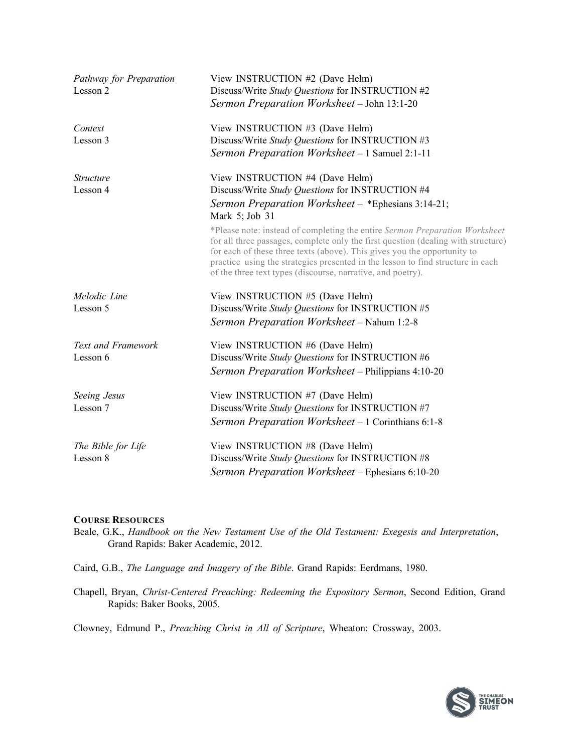| | |
|---|---|
| *Pathway for Preparation*<br>Lesson 2 | View INSTRUCTION #2 (Dave Helm)<br>Discuss/Write *Study Questions* for INSTRUCTION #2<br>*Sermon Preparation Worksheet* – John 13:1-20 |
| *Context*<br>Lesson 3 | View INSTRUCTION #3 (Dave Helm)<br>Discuss/Write *Study Questions* for INSTRUCTION #3<br>*Sermon Preparation Worksheet* – 1 Samuel 2:1-11 |
| *Structure*<br>Lesson 4 | View INSTRUCTION #4 (Dave Helm)<br>Discuss/Write *Study Questions* for INSTRUCTION #4<br>*Sermon Preparation Worksheet* – *Ephesians 3:14-21; Mark 5; Job 31<br>*Please note: instead of completing the entire *Sermon Preparation Worksheet* for all three passages, complete only the first question (dealing with structure) for each of these three texts (above). This gives you the opportunity to practice using the strategies presented in the lesson to find structure in each of the three text types (discourse, narrative, and poetry). |
| *Melodic Line*<br>Lesson 5 | View INSTRUCTION #5 (Dave Helm)<br>Discuss/Write *Study Questions* for INSTRUCTION #5<br>*Sermon Preparation Worksheet* – Nahum 1:2-8 |
| *Text and Framework*<br>Lesson 6 | View INSTRUCTION #6 (Dave Helm)<br>Discuss/Write *Study Questions* for INSTRUCTION #6<br>*Sermon Preparation Worksheet* – Philippians 4:10-20 |
| *Seeing Jesus*<br>Lesson 7 | View INSTRUCTION #7 (Dave Helm)<br>Discuss/Write *Study Questions* for INSTRUCTION #7<br>*Sermon Preparation Worksheet* – 1 Corinthians 6:1-8 |
| *The Bible for Life*<br>Lesson 8 | View INSTRUCTION #8 (Dave Helm)<br>Discuss/Write *Study Questions* for INSTRUCTION #8<br>*Sermon Preparation Worksheet* – Ephesians 6:10-20 |

**COURSE RESOURCES**

Beale, G.K., *Handbook on the New Testament Use of the Old Testament: Exegesis and Interpretation*, Grand Rapids: Baker Academic, 2012.

Caird, G.B., *The Language and Imagery of the Bible*. Grand Rapids: Eerdmans, 1980.

Chapell, Bryan, *Christ-Centered Preaching: Redeeming the Expository Sermon*, Second Edition, Grand Rapids: Baker Books, 2005.

Clowney, Edmund P., *Preaching Christ in All of Scripture*, Wheaton: Crossway, 2003.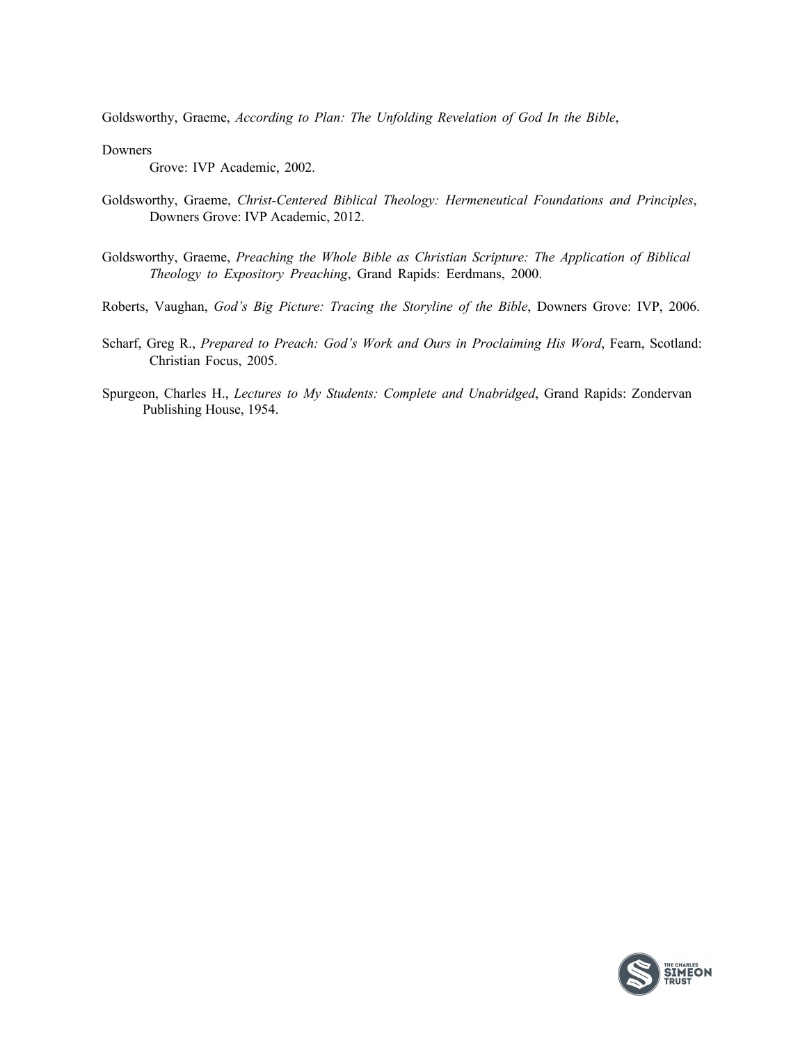Goldsworthy, Graeme, *According to Plan: The Unfolding Revelation of God In the Bible*, Downers Grove: IVP Academic, 2002.

Goldsworthy, Graeme, *Christ-Centered Biblical Theology: Hermeneutical Foundations and Principles*, Downers Grove: IVP Academic, 2012.

Goldsworthy, Graeme, *Preaching the Whole Bible as Christian Scripture: The Application of Biblical Theology to Expository Preaching*, Grand Rapids: Eerdmans, 2000.

Roberts, Vaughan, *God's Big Picture: Tracing the Storyline of the Bible*, Downers Grove: IVP, 2006.

Scharf, Greg R., *Prepared to Preach: God's Work and Ours in Proclaiming His Word*, Fearn, Scotland: Christian Focus, 2005.

Spurgeon, Charles H., *Lectures to My Students: Complete and Unabridged*, Grand Rapids: Zondervan Publishing House, 1954.